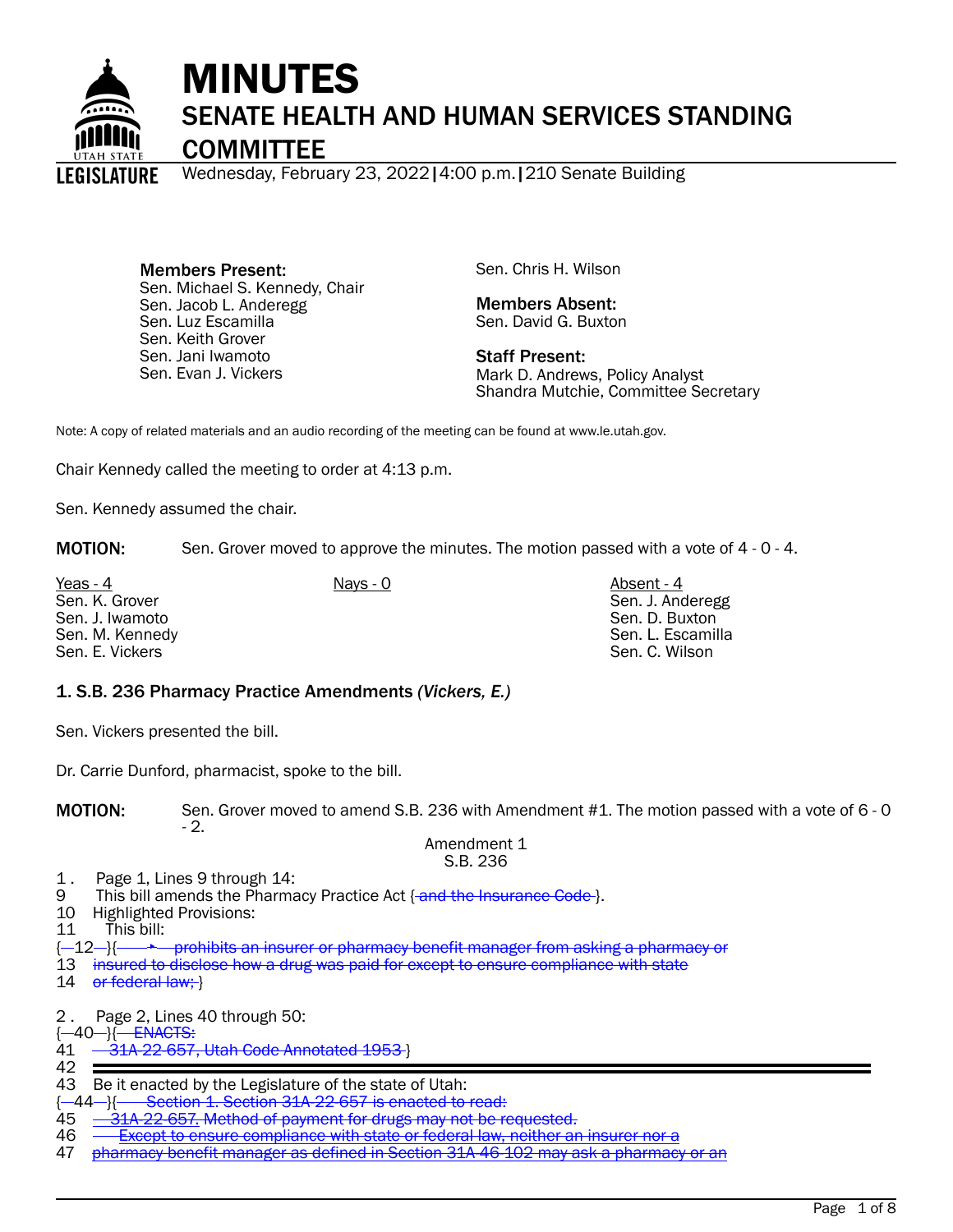# MINUTES

## SENATE HEALTH AND HUMAN SERVICES STANDING COMMITTEE

Wednesday, February 23, 2022 | 4:00 p.m. | 210 Senate Building

**Members Present:**
Sen. Michael S. Kennedy, Chair
Sen. Jacob L. Anderegg
Sen. Luz Escamilla
Sen. Keith Grover
Sen. Jani Iwamoto
Sen. Evan J. Vickers
Sen. Chris H. Wilson

**Members Absent:**
Sen. David G. Buxton

**Staff Present:**
Mark D. Andrews, Policy Analyst
Shandra Mutchie, Committee Secretary

Note: A copy of related materials and an audio recording of the meeting can be found at www.le.utah.gov.

Chair Kennedy called the meeting to order at 4:13 p.m.

Sen. Kennedy assumed the chair.

**MOTION:** Sen. Grover moved to approve the minutes. The motion passed with a vote of 4 - 0 - 4.

| Yeas - 4 | Nays - 0 | Absent - 4 |
|---|---|---|
| Sen. K. Grover | | Sen. J. Anderegg |
| Sen. J. Iwamoto | | Sen. D. Buxton |
| Sen. M. Kennedy | | Sen. L. Escamilla |
| Sen. E. Vickers | | Sen. C. Wilson |

### 1. S.B. 236 Pharmacy Practice Amendments *(Vickers, E.)*

Sen. Vickers presented the bill.

Dr. Carrie Dunford, pharmacist, spoke to the bill.

**MOTION:** Sen. Grover moved to amend S.B. 236 with Amendment #1. The motion passed with a vote of 6 - 0 - 2.

Amendment 1
S.B. 236

1 . Page 1, Lines 9 through 14:

9 This bill amends the Pharmacy Practice Act { and the Insurance Code }.
10 Highlighted Provisions:
11 This bill:
{ 12 }{ ▸ prohibits an insurer or pharmacy benefit manager from asking a pharmacy or
13 insured to disclose how a drug was paid for except to ensure compliance with state
14 or federal law; }

2 . Page 2, Lines 40 through 50:

{ 40 }{ ENACTS:
41 31A-22-657, Utah Code Annotated 1953 }
42
43 Be it enacted by the Legislature of the state of Utah:
{ 44 }{ Section 1. Section 31A-22-657 is enacted to read:
45 31A-22-657. Method of payment for drugs may not be requested.
46 Except to ensure compliance with state or federal law, neither an insurer nor a
47 pharmacy benefit manager as defined in Section 31A-46-102 may ask a pharmacy or an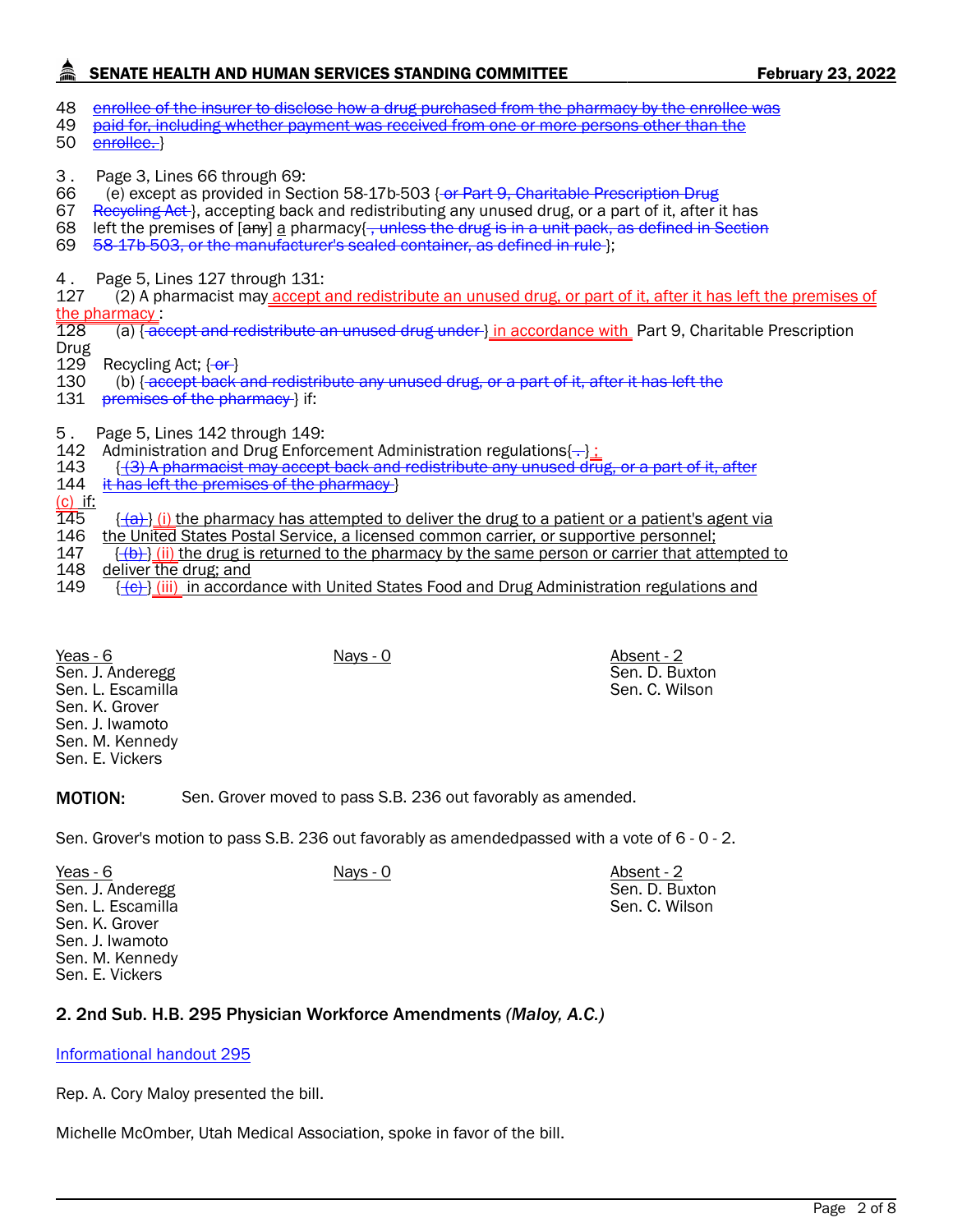48 enrollee of the insurer to disclose how a drug purchased from the pharmacy by the enrollee was
49 paid for, including whether payment was received from one or more persons other than the
50 enrollee. }

3 . Page 3, Lines 66 through 69:
66 (e) except as provided in Section 58-17b-503 { or Part 9, Charitable Prescription Drug
67 Recycling Act }, accepting back and redistributing any unused drug, or a part of it, after it has
68 left the premises of [any] a pharmacy{ , unless the drug is in a unit pack, as defined in Section
69 58-17b-503, or the manufacturer's sealed container, as defined in rule };

4 . Page 5, Lines 127 through 131:
127 (2) A pharmacist may accept and redistribute an unused drug, or part of it, after it has left the premises of the pharmacy :
128 (a) { accept and redistribute an unused drug under } in accordance with Part 9, Charitable Prescription Drug
129 Recycling Act; { or }
130 (b) { accept back and redistribute any unused drug, or a part of it, after it has left the
131 premises of the pharmacy } if:

5 . Page 5, Lines 142 through 149:
142 Administration and Drug Enforcement Administration regulations{ . } ;
143 { (3) A pharmacist may accept back and redistribute any unused drug, or a part of it, after
144 it has left the premises of the pharmacy }
(c) if:
145 { (a) } (i) the pharmacy has attempted to deliver the drug to a patient or a patient's agent via
146 the United States Postal Service, a licensed common carrier, or supportive personnel;
147 { (b) } (ii) the drug is returned to the pharmacy by the same person or carrier that attempted to
148 deliver the drug; and
149 { (c) } (iii) in accordance with United States Food and Drug Administration regulations and

| Yeas - 6 | Nays - 0 | Absent - 2 |
|---|---|---|
| Sen. J. Anderegg | | Sen. D. Buxton |
| Sen. L. Escamilla | | Sen. C. Wilson |
| Sen. K. Grover | | |
| Sen. J. Iwamoto | | |
| Sen. M. Kennedy | | |
| Sen. E. Vickers | | |

**MOTION:** Sen. Grover moved to pass S.B. 236 out favorably as amended.

Sen. Grover's motion to pass S.B. 236 out favorably as amendedpassed with a vote of 6 - 0 - 2.

| Yeas - 6 | Nays - 0 | Absent - 2 |
|---|---|---|
| Sen. J. Anderegg | | Sen. D. Buxton |
| Sen. L. Escamilla | | Sen. C. Wilson |
| Sen. K. Grover | | |
| Sen. J. Iwamoto | | |
| Sen. M. Kennedy | | |
| Sen. E. Vickers | | |

### 2. 2nd Sub. H.B. 295 Physician Workforce Amendments *(Maloy, A.C.)*

Informational handout 295

Rep. A. Cory Maloy presented the bill.

Michelle McOmber, Utah Medical Association, spoke in favor of the bill.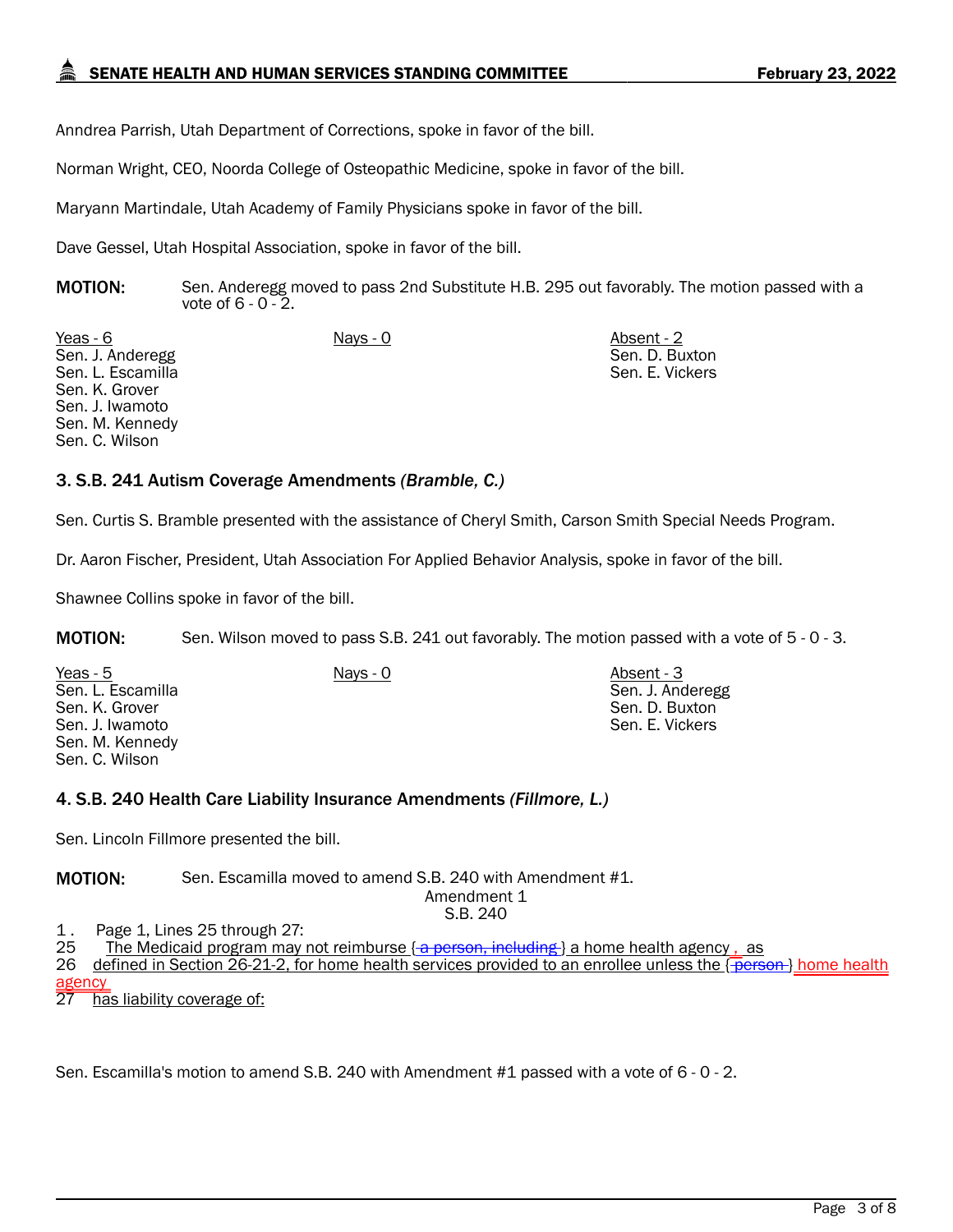Anndrea Parrish, Utah Department of Corrections, spoke in favor of the bill.

Norman Wright, CEO, Noorda College of Osteopathic Medicine, spoke in favor of the bill.

Maryann Martindale, Utah Academy of Family Physicians spoke in favor of the bill.

Dave Gessel, Utah Hospital Association, spoke in favor of the bill.

**MOTION:** Sen. Anderegg moved to pass 2nd Substitute H.B. 295 out favorably. The motion passed with a vote of 6 - 0 - 2.

| Yeas - 6 | Nays - 0 | Absent - 2 |
|---|---|---|
| Sen. J. Anderegg | | Sen. D. Buxton |
| Sen. L. Escamilla | | Sen. E. Vickers |
| Sen. K. Grover | | |
| Sen. J. Iwamoto | | |
| Sen. M. Kennedy | | |
| Sen. C. Wilson | | |

### 3. S.B. 241 Autism Coverage Amendments *(Bramble, C.)*

Sen. Curtis S. Bramble presented with the assistance of Cheryl Smith, Carson Smith Special Needs Program.

Dr. Aaron Fischer, President, Utah Association For Applied Behavior Analysis, spoke in favor of the bill.

Shawnee Collins spoke in favor of the bill.

**MOTION:** Sen. Wilson moved to pass S.B. 241 out favorably. The motion passed with a vote of 5 - 0 - 3.

| Yeas - 5 | Nays - 0 | Absent - 3 |
|---|---|---|
| Sen. L. Escamilla | | Sen. J. Anderegg |
| Sen. K. Grover | | Sen. D. Buxton |
| Sen. J. Iwamoto | | Sen. E. Vickers |
| Sen. M. Kennedy | | |
| Sen. C. Wilson | | |

### 4. S.B. 240 Health Care Liability Insurance Amendments *(Fillmore, L.)*

Sen. Lincoln Fillmore presented the bill.

**MOTION:** Sen. Escamilla moved to amend S.B. 240 with Amendment #1.

Amendment 1
S.B. 240

1 . Page 1, Lines 25 through 27:
25 The Medicaid program may not reimburse { ~~a person, including~~ } a home health agency , as
26 defined in Section 26-21-2, for home health services provided to an enrollee unless the { ~~person~~ } home health agency
27 has liability coverage of:

Sen. Escamilla's motion to amend S.B. 240 with Amendment #1 passed with a vote of 6 - 0 - 2.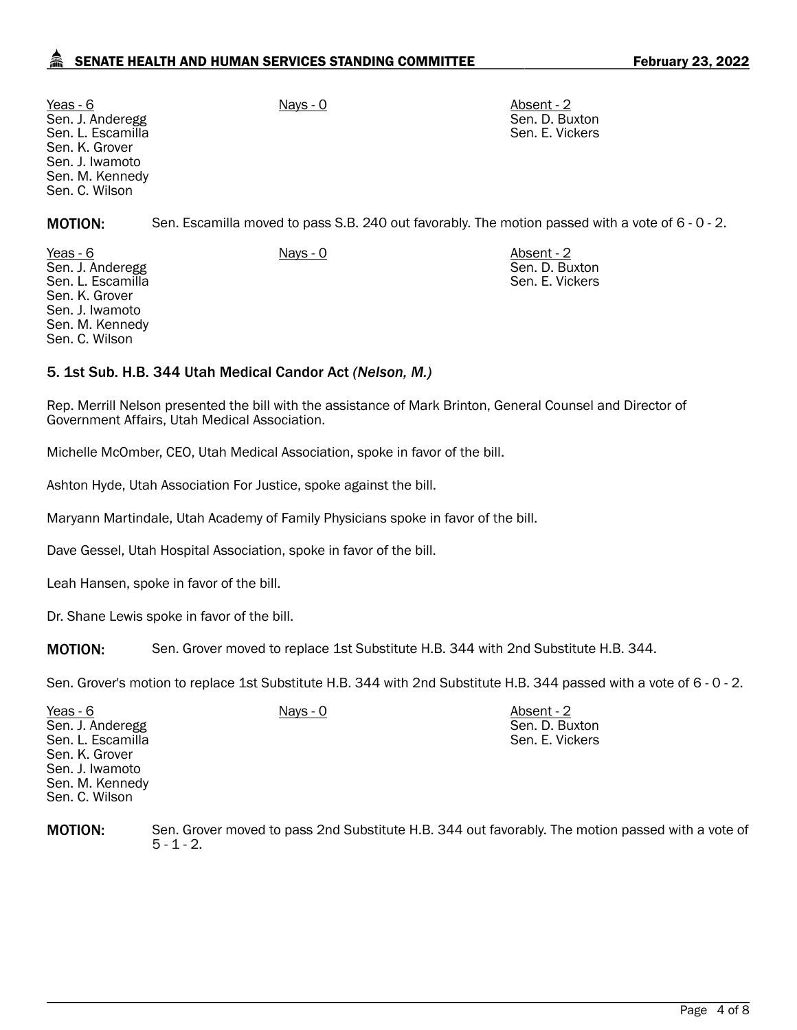| Yeas - 6 | Nays - 0 | Absent - 2 |
|---|---|---|
| Sen. J. Anderegg | | Sen. D. Buxton |
| Sen. L. Escamilla | | Sen. E. Vickers |
| Sen. K. Grover | | |
| Sen. J. Iwamoto | | |
| Sen. M. Kennedy | | |
| Sen. C. Wilson | | |

**MOTION:** Sen. Escamilla moved to pass S.B. 240 out favorably. The motion passed with a vote of 6 - 0 - 2.

| Yeas - 6 | Nays - 0 | Absent - 2 |
|---|---|---|
| Sen. J. Anderegg | | Sen. D. Buxton |
| Sen. L. Escamilla | | Sen. E. Vickers |
| Sen. K. Grover | | |
| Sen. J. Iwamoto | | |
| Sen. M. Kennedy | | |
| Sen. C. Wilson | | |

### 5. 1st Sub. H.B. 344 Utah Medical Candor Act *(Nelson, M.)*

Rep. Merrill Nelson presented the bill with the assistance of Mark Brinton, General Counsel and Director of Government Affairs, Utah Medical Association.

Michelle McOmber, CEO, Utah Medical Association, spoke in favor of the bill.

Ashton Hyde, Utah Association For Justice, spoke against the bill.

Maryann Martindale, Utah Academy of Family Physicians spoke in favor of the bill.

Dave Gessel, Utah Hospital Association, spoke in favor of the bill.

Leah Hansen, spoke in favor of the bill.

Dr. Shane Lewis spoke in favor of the bill.

**MOTION:** Sen. Grover moved to replace 1st Substitute H.B. 344 with 2nd Substitute H.B. 344.

Sen. Grover's motion to replace 1st Substitute H.B. 344 with 2nd Substitute H.B. 344 passed with a vote of 6 - 0 - 2.

| Yeas - 6 | Nays - 0 | Absent - 2 |
|---|---|---|
| Sen. J. Anderegg | | Sen. D. Buxton |
| Sen. L. Escamilla | | Sen. E. Vickers |
| Sen. K. Grover | | |
| Sen. J. Iwamoto | | |
| Sen. M. Kennedy | | |
| Sen. C. Wilson | | |

**MOTION:** Sen. Grover moved to pass 2nd Substitute H.B. 344 out favorably. The motion passed with a vote of 5 - 1 - 2.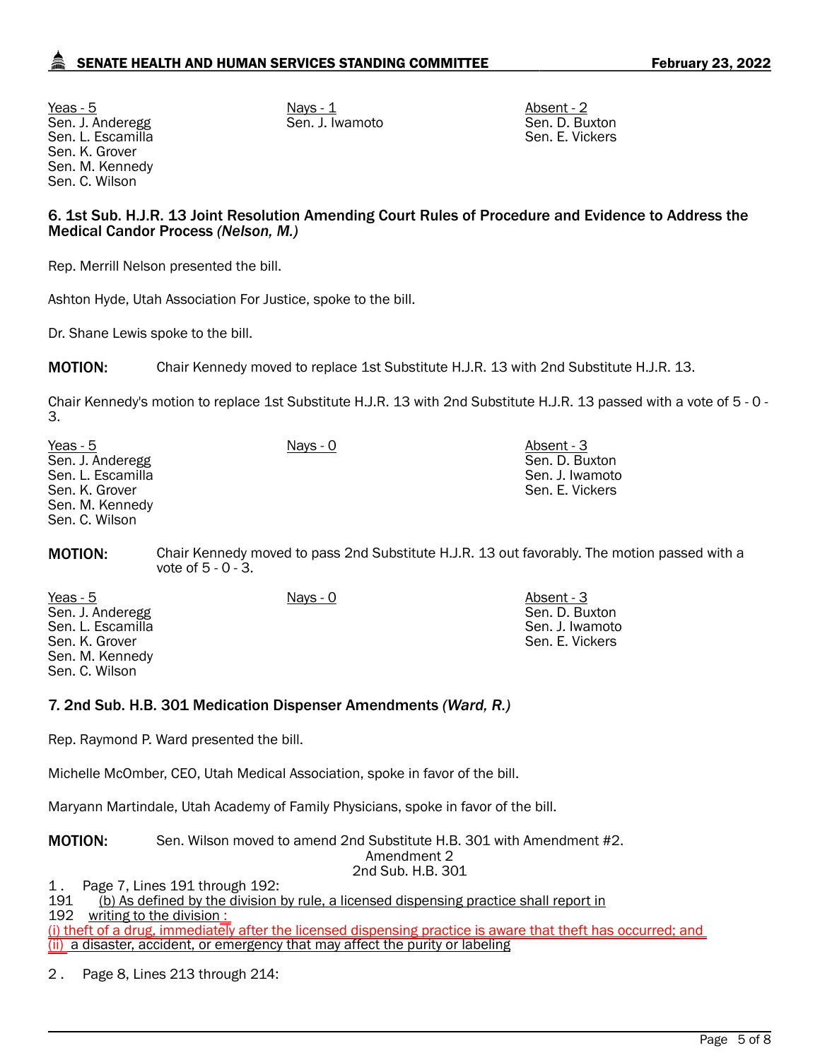| Yeas - 5 | Nays - 1 | Absent - 2 |
|---|---|---|
| Sen. J. Anderegg | Sen. J. Iwamoto | Sen. D. Buxton |
| Sen. L. Escamilla | | Sen. E. Vickers |
| Sen. K. Grover | | |
| Sen. M. Kennedy | | |
| Sen. C. Wilson | | |

### 6. 1st Sub. H.J.R. 13 Joint Resolution Amending Court Rules of Procedure and Evidence to Address the Medical Candor Process *(Nelson, M.)*

Rep. Merrill Nelson presented the bill.

Ashton Hyde, Utah Association For Justice, spoke to the bill.

Dr. Shane Lewis spoke to the bill.

**MOTION:** Chair Kennedy moved to replace 1st Substitute H.J.R. 13 with 2nd Substitute H.J.R. 13.

Chair Kennedy's motion to replace 1st Substitute H.J.R. 13 with 2nd Substitute H.J.R. 13 passed with a vote of 5 - 0 - 3.

| Yeas - 5 | Nays - 0 | Absent - 3 |
|---|---|---|
| Sen. J. Anderegg | | Sen. D. Buxton |
| Sen. L. Escamilla | | Sen. J. Iwamoto |
| Sen. K. Grover | | Sen. E. Vickers |
| Sen. M. Kennedy | | |
| Sen. C. Wilson | | |

**MOTION:** Chair Kennedy moved to pass 2nd Substitute H.J.R. 13 out favorably. The motion passed with a vote of 5 - 0 - 3.

| Yeas - 5 | Nays - 0 | Absent - 3 |
|---|---|---|
| Sen. J. Anderegg | | Sen. D. Buxton |
| Sen. L. Escamilla | | Sen. J. Iwamoto |
| Sen. K. Grover | | Sen. E. Vickers |
| Sen. M. Kennedy | | |
| Sen. C. Wilson | | |

### 7. 2nd Sub. H.B. 301 Medication Dispenser Amendments *(Ward, R.)*

Rep. Raymond P. Ward presented the bill.

Michelle McOmber, CEO, Utah Medical Association, spoke in favor of the bill.

Maryann Martindale, Utah Academy of Family Physicians, spoke in favor of the bill.

**MOTION:** Sen. Wilson moved to amend 2nd Substitute H.B. 301 with Amendment #2.

Amendment 2
2nd Sub. H.B. 301

1 . Page 7, Lines 191 through 192:

191 (b) As defined by the division by rule, a licensed dispensing practice shall report in
192 writing to the division :
(i) theft of a drug, immediately after the licensed dispensing practice is aware that theft has occurred; and
(ii) a disaster, accident, or emergency that may affect the purity or labeling

2 . Page 8, Lines 213 through 214: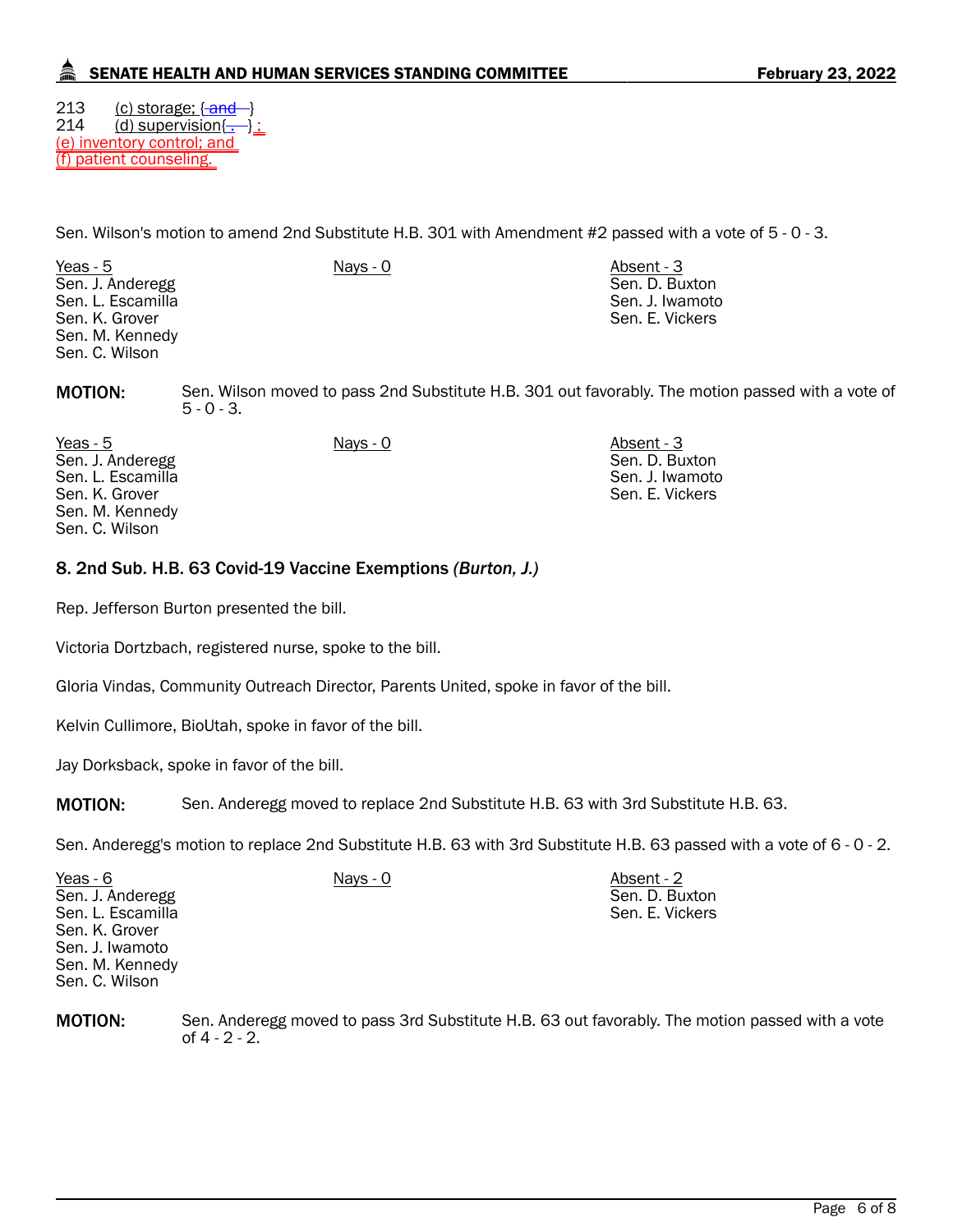213 (c) storage; {~~and~~ }
214 (d) supervision{~~.~~ } ;
(e) inventory control; and
(f) patient counseling.

Sen. Wilson's motion to amend 2nd Substitute H.B. 301 with Amendment #2 passed with a vote of 5 - 0 - 3.

| Yeas - 5 | Nays - 0 | Absent - 3 |
| --- | --- | --- |
| Sen. J. Anderegg | | Sen. D. Buxton |
| Sen. L. Escamilla | | Sen. J. Iwamoto |
| Sen. K. Grover | | Sen. E. Vickers |
| Sen. M. Kennedy | | |
| Sen. C. Wilson | | |

**MOTION:** Sen. Wilson moved to pass 2nd Substitute H.B. 301 out favorably. The motion passed with a vote of 5 - 0 - 3.

| Yeas - 5 | Nays - 0 | Absent - 3 |
| --- | --- | --- |
| Sen. J. Anderegg | | Sen. D. Buxton |
| Sen. L. Escamilla | | Sen. J. Iwamoto |
| Sen. K. Grover | | Sen. E. Vickers |
| Sen. M. Kennedy | | |
| Sen. C. Wilson | | |

### 8. 2nd Sub. H.B. 63 Covid-19 Vaccine Exemptions *(Burton, J.)*

Rep. Jefferson Burton presented the bill.

Victoria Dortzbach, registered nurse, spoke to the bill.

Gloria Vindas, Community Outreach Director, Parents United, spoke in favor of the bill.

Kelvin Cullimore, BioUtah, spoke in favor of the bill.

Jay Dorksback, spoke in favor of the bill.

**MOTION:** Sen. Anderegg moved to replace 2nd Substitute H.B. 63 with 3rd Substitute H.B. 63.

Sen. Anderegg's motion to replace 2nd Substitute H.B. 63 with 3rd Substitute H.B. 63 passed with a vote of 6 - 0 - 2.

| Yeas - 6 | Nays - 0 | Absent - 2 |
| --- | --- | --- |
| Sen. J. Anderegg | | Sen. D. Buxton |
| Sen. L. Escamilla | | Sen. E. Vickers |
| Sen. K. Grover | | |
| Sen. J. Iwamoto | | |
| Sen. M. Kennedy | | |
| Sen. C. Wilson | | |

**MOTION:** Sen. Anderegg moved to pass 3rd Substitute H.B. 63 out favorably. The motion passed with a vote of 4 - 2 - 2.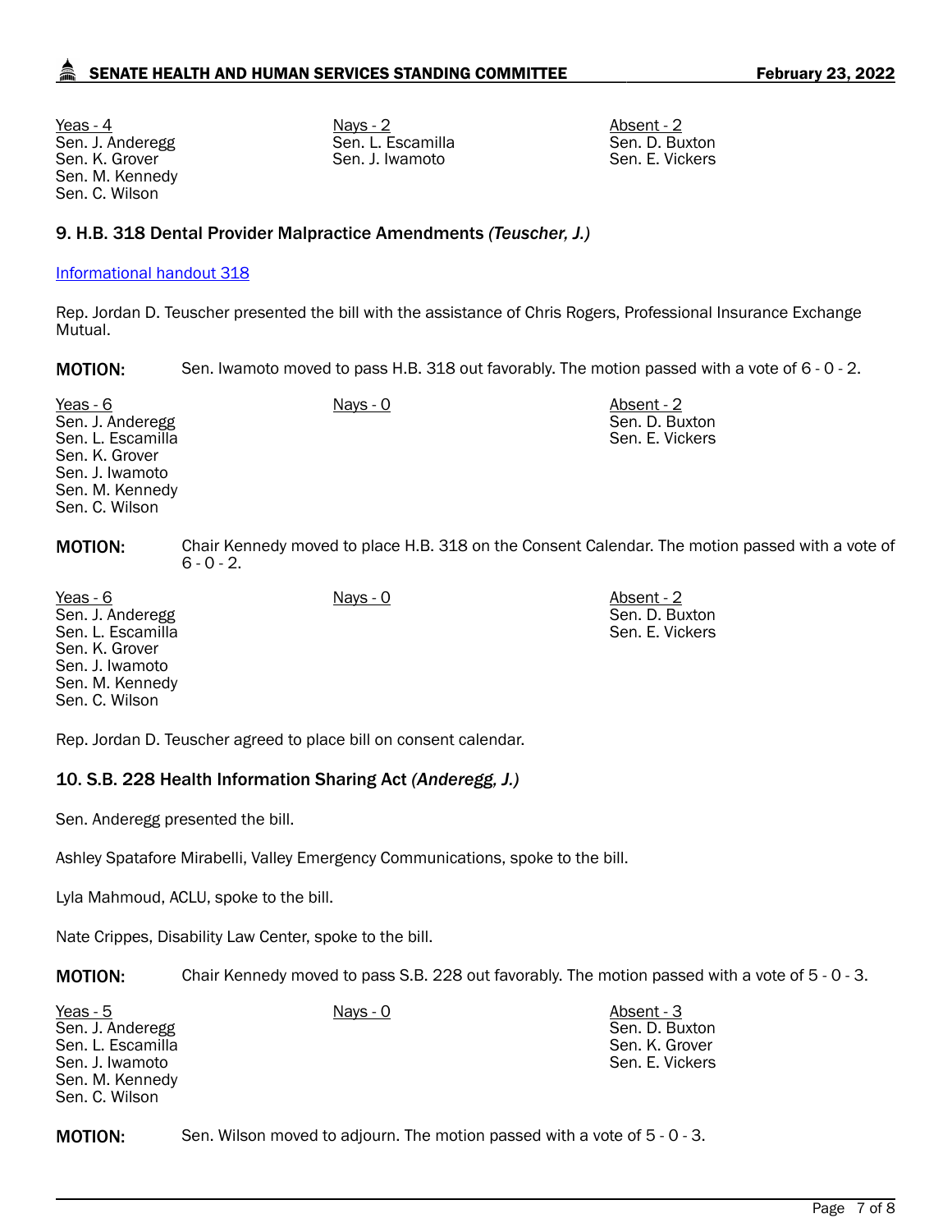| Yeas - 4 | Nays - 2 | Absent - 2 |
|---|---|---|
| Sen. J. Anderegg | Sen. L. Escamilla | Sen. D. Buxton |
| Sen. K. Grover | Sen. J. Iwamoto | Sen. E. Vickers |
| Sen. M. Kennedy | | |
| Sen. C. Wilson | | |

## 9. H.B. 318 Dental Provider Malpractice Amendments *(Teuscher, J.)*

Informational handout 318

Rep. Jordan D. Teuscher presented the bill with the assistance of Chris Rogers, Professional Insurance Exchange Mutual.

**MOTION:** Sen. Iwamoto moved to pass H.B. 318 out favorably. The motion passed with a vote of 6 - 0 - 2.

| Yeas - 6 | Nays - 0 | Absent - 2 |
|---|---|---|
| Sen. J. Anderegg | | Sen. D. Buxton |
| Sen. L. Escamilla | | Sen. E. Vickers |
| Sen. K. Grover | | |
| Sen. J. Iwamoto | | |
| Sen. M. Kennedy | | |
| Sen. C. Wilson | | |

**MOTION:** Chair Kennedy moved to place H.B. 318 on the Consent Calendar. The motion passed with a vote of 6 - 0 - 2.

| Yeas - 6 | Nays - 0 | Absent - 2 |
|---|---|---|
| Sen. J. Anderegg | | Sen. D. Buxton |
| Sen. L. Escamilla | | Sen. E. Vickers |
| Sen. K. Grover | | |
| Sen. J. Iwamoto | | |
| Sen. M. Kennedy | | |
| Sen. C. Wilson | | |

Rep. Jordan D. Teuscher agreed to place bill on consent calendar.

## 10. S.B. 228 Health Information Sharing Act *(Anderegg, J.)*

Sen. Anderegg presented the bill.

Ashley Spatafore Mirabelli, Valley Emergency Communications, spoke to the bill.

Lyla Mahmoud, ACLU, spoke to the bill.

Nate Crippes, Disability Law Center, spoke to the bill.

**MOTION:** Chair Kennedy moved to pass S.B. 228 out favorably. The motion passed with a vote of 5 - 0 - 3.

| Yeas - 5 | Nays - 0 | Absent - 3 |
|---|---|---|
| Sen. J. Anderegg | | Sen. D. Buxton |
| Sen. L. Escamilla | | Sen. K. Grover |
| Sen. J. Iwamoto | | Sen. E. Vickers |
| Sen. M. Kennedy | | |
| Sen. C. Wilson | | |

**MOTION:** Sen. Wilson moved to adjourn. The motion passed with a vote of 5 - 0 - 3.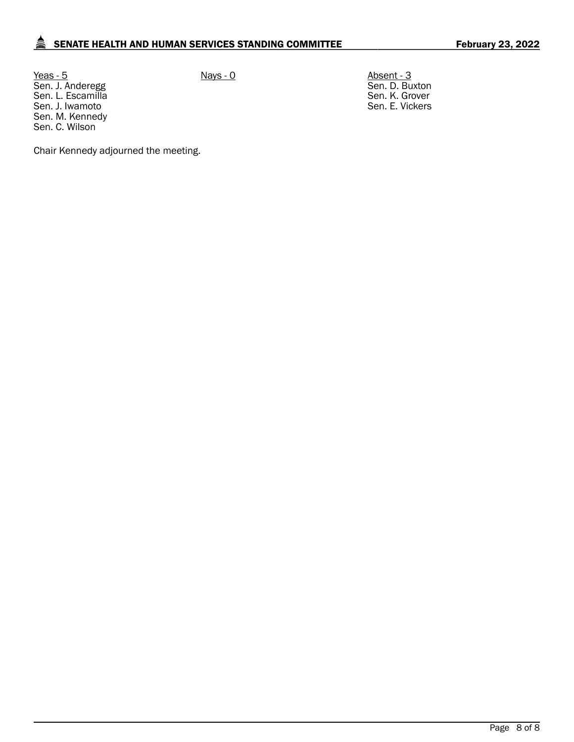| Yeas - 5 | Nays - 0 | Absent - 3 |
| --- | --- | --- |
| Sen. J. Anderegg | | Sen. D. Buxton |
| Sen. L. Escamilla | | Sen. K. Grover |
| Sen. J. Iwamoto | | Sen. E. Vickers |
| Sen. M. Kennedy | | |
| Sen. C. Wilson | | |

Chair Kennedy adjourned the meeting.